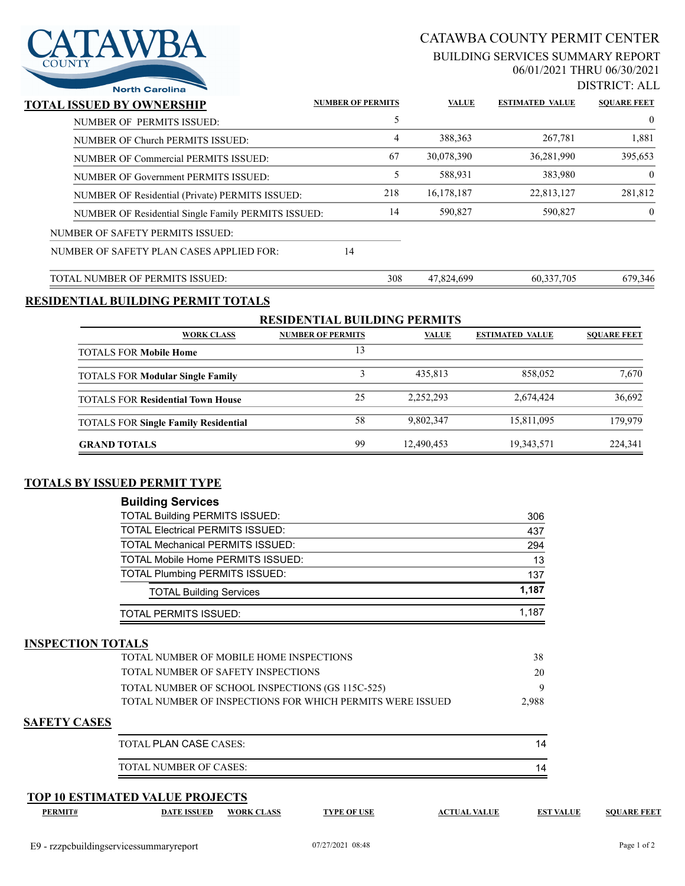CATAWBA COUNTY North Carolina

# CATAWBA COUNTY PERMIT CENTER

## BUILDING SERVICES SUMMARY REPORT

06/01/2021 THRU 06/30/2021

DISTRICT: ALL

## TOTAL ISSUED BY OWNERSHIP

| | NUMBER OF PERMITS | VALUE | ESTIMATED VALUE | SQUARE FEET |
|---|---|---|---|---|
| NUMBER OF PERMITS ISSUED: | 5 | | | 0 |
| NUMBER OF Church PERMITS ISSUED: | 4 | 388,363 | 267,781 | 1,881 |
| NUMBER OF Commercial PERMITS ISSUED: | 67 | 30,078,390 | 36,281,990 | 395,653 |
| NUMBER OF Government PERMITS ISSUED: | 5 | 588,931 | 383,980 | 0 |
| NUMBER OF Residential (Private) PERMITS ISSUED: | 218 | 16,178,187 | 22,813,127 | 281,812 |
| NUMBER OF Residential Single Family PERMITS ISSUED: | 14 | 590,827 | 590,827 | 0 |
| NUMBER OF SAFETY PERMITS ISSUED: | | | | |
| NUMBER OF SAFETY PLAN CASES APPLIED FOR: 14 | | | | |
| TOTAL NUMBER OF PERMITS ISSUED: | 308 | 47,824,699 | 60,337,705 | 679,346 |

## RESIDENTIAL BUILDING PERMIT TOTALS

### RESIDENTIAL BUILDING PERMITS

| WORK CLASS | NUMBER OF PERMITS | VALUE | ESTIMATED VALUE | SQUARE FEET |
|---|---|---|---|---|
| TOTALS FOR **Mobile Home** | 13 | | | |
| TOTALS FOR **Modular Single Family** | 3 | 435,813 | 858,052 | 7,670 |
| TOTALS FOR **Residential Town House** | 25 | 2,252,293 | 2,674,424 | 36,692 |
| TOTALS FOR **Single Family Residential** | 58 | 9,802,347 | 15,811,095 | 179,979 |
| **GRAND TOTALS** | 99 | 12,490,453 | 19,343,571 | 224,341 |

## TOTALS BY ISSUED PERMIT TYPE

### Building Services

| | |
|---|---|
| TOTAL Building PERMITS ISSUED: | 306 |
| TOTAL Electrical PERMITS ISSUED: | 437 |
| TOTAL Mechanical PERMITS ISSUED: | 294 |
| TOTAL Mobile Home PERMITS ISSUED: | 13 |
| TOTAL Plumbing PERMITS ISSUED: | 137 |
| TOTAL Building Services | **1,187** |
| TOTAL PERMITS ISSUED: | 1,187 |

## INSPECTION TOTALS

| | |
|---|---|
| TOTAL NUMBER OF MOBILE HOME INSPECTIONS | 38 |
| TOTAL NUMBER OF SAFETY INSPECTIONS | 20 |
| TOTAL NUMBER OF SCHOOL INSPECTIONS (GS 115C-525) | 9 |
| TOTAL NUMBER OF INSPECTIONS FOR WHICH PERMITS WERE ISSUED | 2,988 |

## SAFETY CASES

| | |
|---|---|
| TOTAL PLAN CASE CASES: | 14 |
| TOTAL NUMBER OF CASES: | 14 |

## TOP 10 ESTIMATED VALUE PROJECTS

| PERMIT# | DATE ISSUED | WORK CLASS | TYPE OF USE | ACTUAL VALUE | EST VALUE | SQUARE FEET |
|---|---|---|---|---|---|---|

E9 - rzzpcbuildingservicessummaryreport 07/27/2021 08:48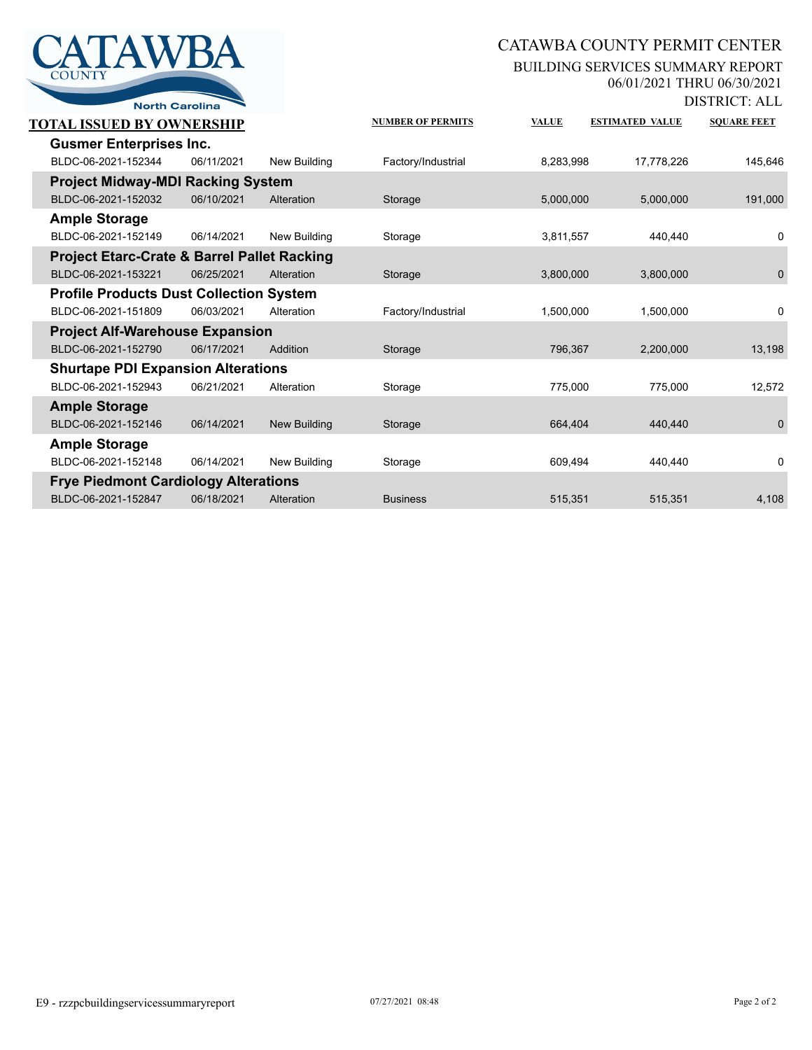CATAWBA COUNTY PERMIT CENTER

BUILDING SERVICES SUMMARY REPORT

06/01/2021 THRU 06/30/2021

DISTRICT: ALL

| TOTAL ISSUED BY OWNERSHIP | | | NUMBER OF PERMITS | VALUE | ESTIMATED VALUE | SQUARE FEET |
|---|---|---|---|---|---|---|
| **Gusmer Enterprises Inc.** | | | | | | |
| BLDC-06-2021-152344 | 06/11/2021 | New Building | Factory/Industrial | 8,283,998 | 17,778,226 | 145,646 |
| **Project Midway-MDI Racking System** | | | | | | |
| BLDC-06-2021-152032 | 06/10/2021 | Alteration | Storage | 5,000,000 | 5,000,000 | 191,000 |
| **Ample Storage** | | | | | | |
| BLDC-06-2021-152149 | 06/14/2021 | New Building | Storage | 3,811,557 | 440,440 | 0 |
| **Project Etarc-Crate & Barrel Pallet Racking** | | | | | | |
| BLDC-06-2021-153221 | 06/25/2021 | Alteration | Storage | 3,800,000 | 3,800,000 | 0 |
| **Profile Products Dust Collection System** | | | | | | |
| BLDC-06-2021-151809 | 06/03/2021 | Alteration | Factory/Industrial | 1,500,000 | 1,500,000 | 0 |
| **Project Alf-Warehouse Expansion** | | | | | | |
| BLDC-06-2021-152790 | 06/17/2021 | Addition | Storage | 796,367 | 2,200,000 | 13,198 |
| **Shurtape PDI Expansion Alterations** | | | | | | |
| BLDC-06-2021-152943 | 06/21/2021 | Alteration | Storage | 775,000 | 775,000 | 12,572 |
| **Ample Storage** | | | | | | |
| BLDC-06-2021-152146 | 06/14/2021 | New Building | Storage | 664,404 | 440,440 | 0 |
| **Ample Storage** | | | | | | |
| BLDC-06-2021-152148 | 06/14/2021 | New Building | Storage | 609,494 | 440,440 | 0 |
| **Frye Piedmont Cardiology Alterations** | | | | | | |
| BLDC-06-2021-152847 | 06/18/2021 | Alteration | Business | 515,351 | 515,351 | 4,108 |

E9 - rzzpcbuildingservicessummaryreport 07/27/2021 08:48